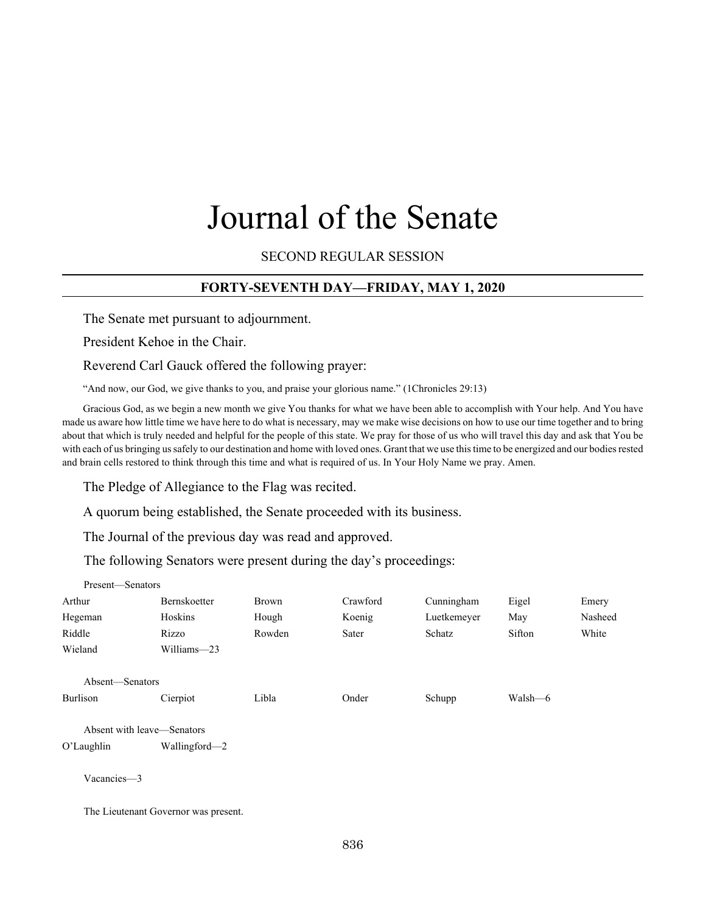# Journal of the Senate

SECOND REGULAR SESSION

## FORTY-SEVENTH DAY—FRIDAY, MAY 1, 2020

The Senate met pursuant to adjournment.

President Kehoe in the Chair.

Reverend Carl Gauck offered the following prayer:

"And now, our God, we give thanks to you, and praise your glorious name." (1Chronicles 29:13)

Gracious God, as we begin a new month we give You thanks for what we have been able to accomplish with Your help. And You have made us aware how little time we have here to do what is necessary, may we make wise decisions on how to use our time together and to bring about that which is truly needed and helpful for the people of this state. We pray for those of us who will travel this day and ask that You be with each of us bringing us safely to our destination and home with loved ones. Grant that we use this time to be energized and our bodies rested and brain cells restored to think through this time and what is required of us. In Your Holy Name we pray. Amen.

The Pledge of Allegiance to the Flag was recited.

A quorum being established, the Senate proceeded with its business.

The Journal of the previous day was read and approved.

The following Senators were present during the day's proceedings:

Present—Senators

| | | | | | | |
|---|---|---|---|---|---|---|
| Arthur | Bernskoetter | Brown | Crawford | Cunningham | Eigel | Emery |
| Hegeman | Hoskins | Hough | Koenig | Luetkemeyer | May | Nasheed |
| Riddle | Rizzo | Rowden | Sater | Schatz | Sifton | White |
| Wieland | Williams—23 | | | | | |

Absent—Senators

| | | | | | |
|---|---|---|---|---|---|
| Burlison | Cierpiot | Libla | Onder | Schupp | Walsh—6 |

Absent with leave—Senators

| | |
|---|---|
| O'Laughlin | Wallingford—2 |

Vacancies—3

The Lieutenant Governor was present.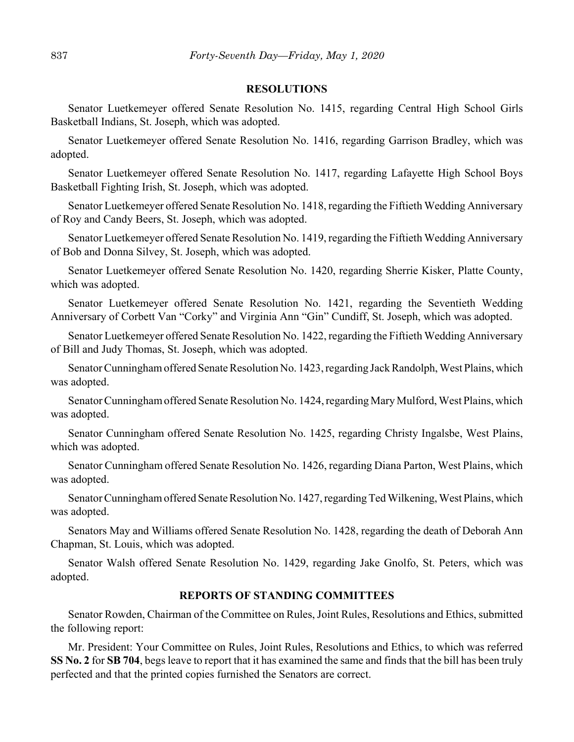## RESOLUTIONS

Senator Luetkemeyer offered Senate Resolution No. 1415, regarding Central High School Girls Basketball Indians, St. Joseph, which was adopted.

Senator Luetkemeyer offered Senate Resolution No. 1416, regarding Garrison Bradley, which was adopted.

Senator Luetkemeyer offered Senate Resolution No. 1417, regarding Lafayette High School Boys Basketball Fighting Irish, St. Joseph, which was adopted.

Senator Luetkemeyer offered Senate Resolution No. 1418, regarding the Fiftieth Wedding Anniversary of Roy and Candy Beers, St. Joseph, which was adopted.

Senator Luetkemeyer offered Senate Resolution No. 1419, regarding the Fiftieth Wedding Anniversary of Bob and Donna Silvey, St. Joseph, which was adopted.

Senator Luetkemeyer offered Senate Resolution No. 1420, regarding Sherrie Kisker, Platte County, which was adopted.

Senator Luetkemeyer offered Senate Resolution No. 1421, regarding the Seventieth Wedding Anniversary of Corbett Van "Corky" and Virginia Ann "Gin" Cundiff, St. Joseph, which was adopted.

Senator Luetkemeyer offered Senate Resolution No. 1422, regarding the Fiftieth Wedding Anniversary of Bill and Judy Thomas, St. Joseph, which was adopted.

Senator Cunningham offered Senate Resolution No. 1423, regarding Jack Randolph, West Plains, which was adopted.

Senator Cunningham offered Senate Resolution No. 1424, regarding Mary Mulford, West Plains, which was adopted.

Senator Cunningham offered Senate Resolution No. 1425, regarding Christy Ingalsbe, West Plains, which was adopted.

Senator Cunningham offered Senate Resolution No. 1426, regarding Diana Parton, West Plains, which was adopted.

Senator Cunningham offered Senate Resolution No. 1427, regarding Ted Wilkening, West Plains, which was adopted.

Senators May and Williams offered Senate Resolution No. 1428, regarding the death of Deborah Ann Chapman, St. Louis, which was adopted.

Senator Walsh offered Senate Resolution No. 1429, regarding Jake Gnolfo, St. Peters, which was adopted.

## REPORTS OF STANDING COMMITTEES

Senator Rowden, Chairman of the Committee on Rules, Joint Rules, Resolutions and Ethics, submitted the following report:

Mr. President: Your Committee on Rules, Joint Rules, Resolutions and Ethics, to which was referred **SS No. 2** for **SB 704**, begs leave to report that it has examined the same and finds that the bill has been truly perfected and that the printed copies furnished the Senators are correct.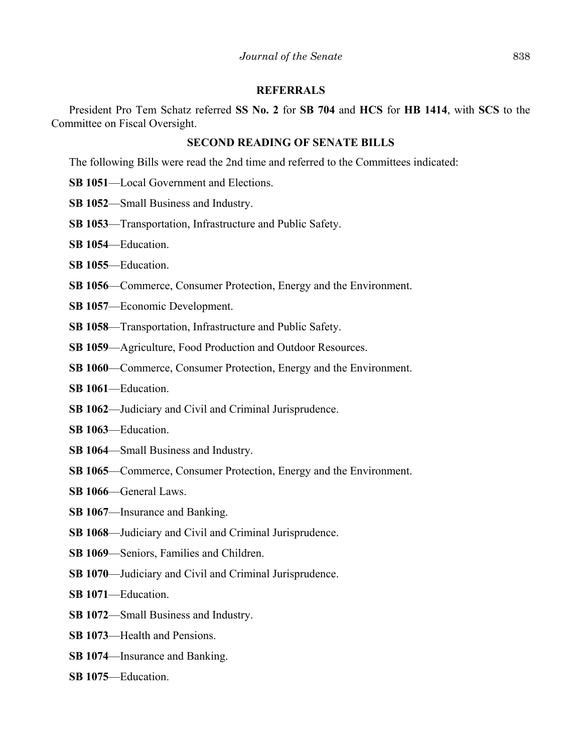## REFERRALS

President Pro Tem Schatz referred **SS No. 2** for **SB 704** and **HCS** for **HB 1414**, with **SCS** to the Committee on Fiscal Oversight.

## SECOND READING OF SENATE BILLS

The following Bills were read the 2nd time and referred to the Committees indicated:

**SB 1051**—Local Government and Elections.

**SB 1052**—Small Business and Industry.

**SB 1053**—Transportation, Infrastructure and Public Safety.

**SB 1054**—Education.

**SB 1055**—Education.

**SB 1056**—Commerce, Consumer Protection, Energy and the Environment.

**SB 1057**—Economic Development.

**SB 1058**—Transportation, Infrastructure and Public Safety.

**SB 1059**—Agriculture, Food Production and Outdoor Resources.

**SB 1060**—Commerce, Consumer Protection, Energy and the Environment.

**SB 1061**—Education.

**SB 1062**—Judiciary and Civil and Criminal Jurisprudence.

**SB 1063**—Education.

**SB 1064**—Small Business and Industry.

**SB 1065**—Commerce, Consumer Protection, Energy and the Environment.

**SB 1066**—General Laws.

**SB 1067**—Insurance and Banking.

**SB 1068**—Judiciary and Civil and Criminal Jurisprudence.

**SB 1069**—Seniors, Families and Children.

**SB 1070**—Judiciary and Civil and Criminal Jurisprudence.

**SB 1071**—Education.

**SB 1072**—Small Business and Industry.

**SB 1073**—Health and Pensions.

**SB 1074**—Insurance and Banking.

**SB 1075**—Education.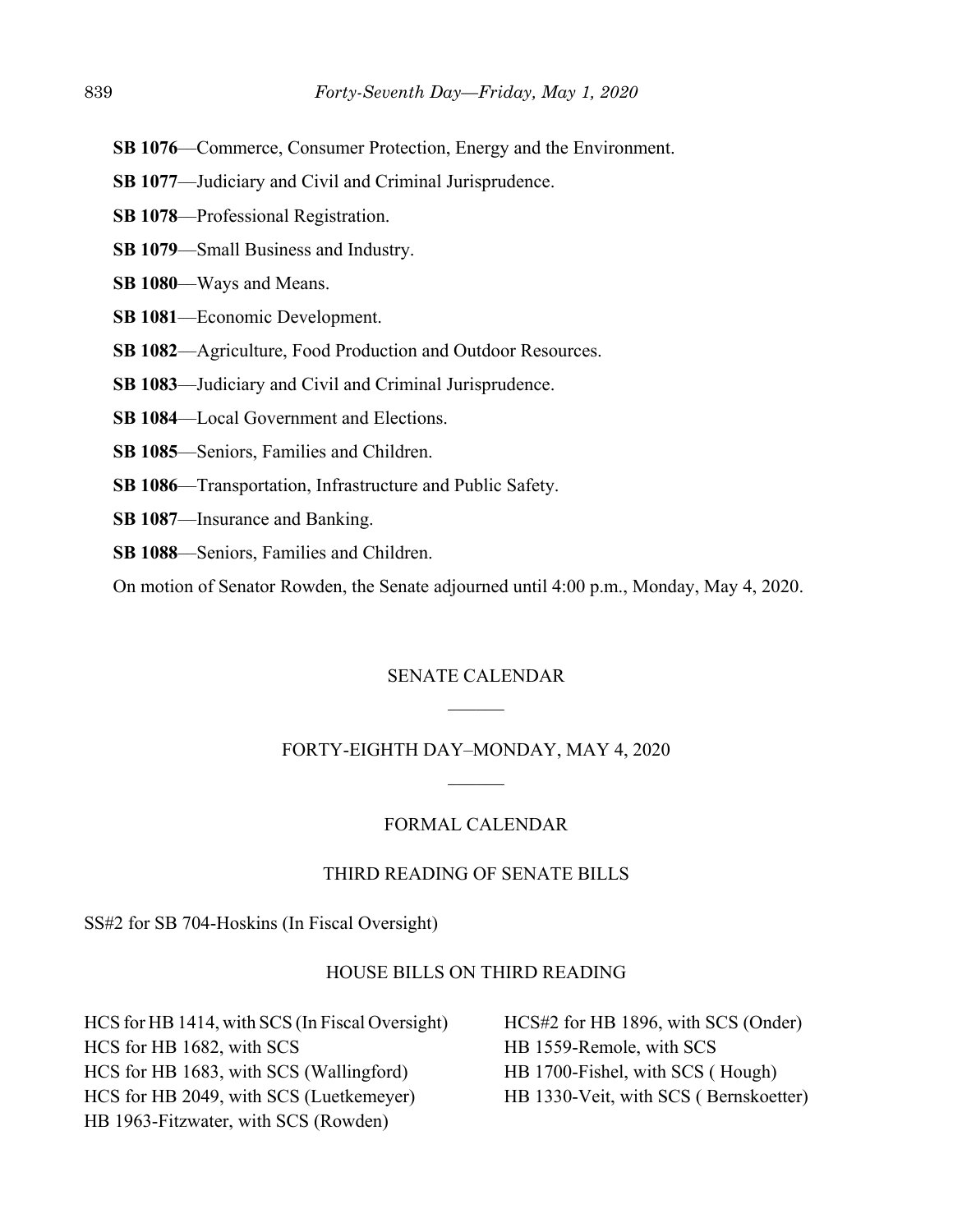**SB 1076**—Commerce, Consumer Protection, Energy and the Environment.

**SB 1077**—Judiciary and Civil and Criminal Jurisprudence.

**SB 1078**—Professional Registration.

**SB 1079**—Small Business and Industry.

**SB 1080**—Ways and Means.

**SB 1081**—Economic Development.

**SB 1082**—Agriculture, Food Production and Outdoor Resources.

**SB 1083**—Judiciary and Civil and Criminal Jurisprudence.

**SB 1084**—Local Government and Elections.

**SB 1085**—Seniors, Families and Children.

**SB 1086**—Transportation, Infrastructure and Public Safety.

**SB 1087**—Insurance and Banking.

**SB 1088**—Seniors, Families and Children.

On motion of Senator Rowden, the Senate adjourned until 4:00 p.m., Monday, May 4, 2020.

## SENATE CALENDAR

## FORTY-EIGHTH DAY–MONDAY, MAY 4, 2020

### FORMAL CALENDAR

### THIRD READING OF SENATE BILLS

SS#2 for SB 704-Hoskins (In Fiscal Oversight)

### HOUSE BILLS ON THIRD READING

HCS for HB 1414, with SCS (In Fiscal Oversight)
HCS for HB 1682, with SCS
HCS for HB 1683, with SCS (Wallingford)
HCS for HB 2049, with SCS (Luetkemeyer)
HB 1963-Fitzwater, with SCS (Rowden)
HCS#2 for HB 1896, with SCS (Onder)
HB 1559-Remole, with SCS
HB 1700-Fishel, with SCS ( Hough)
HB 1330-Veit, with SCS ( Bernskoetter)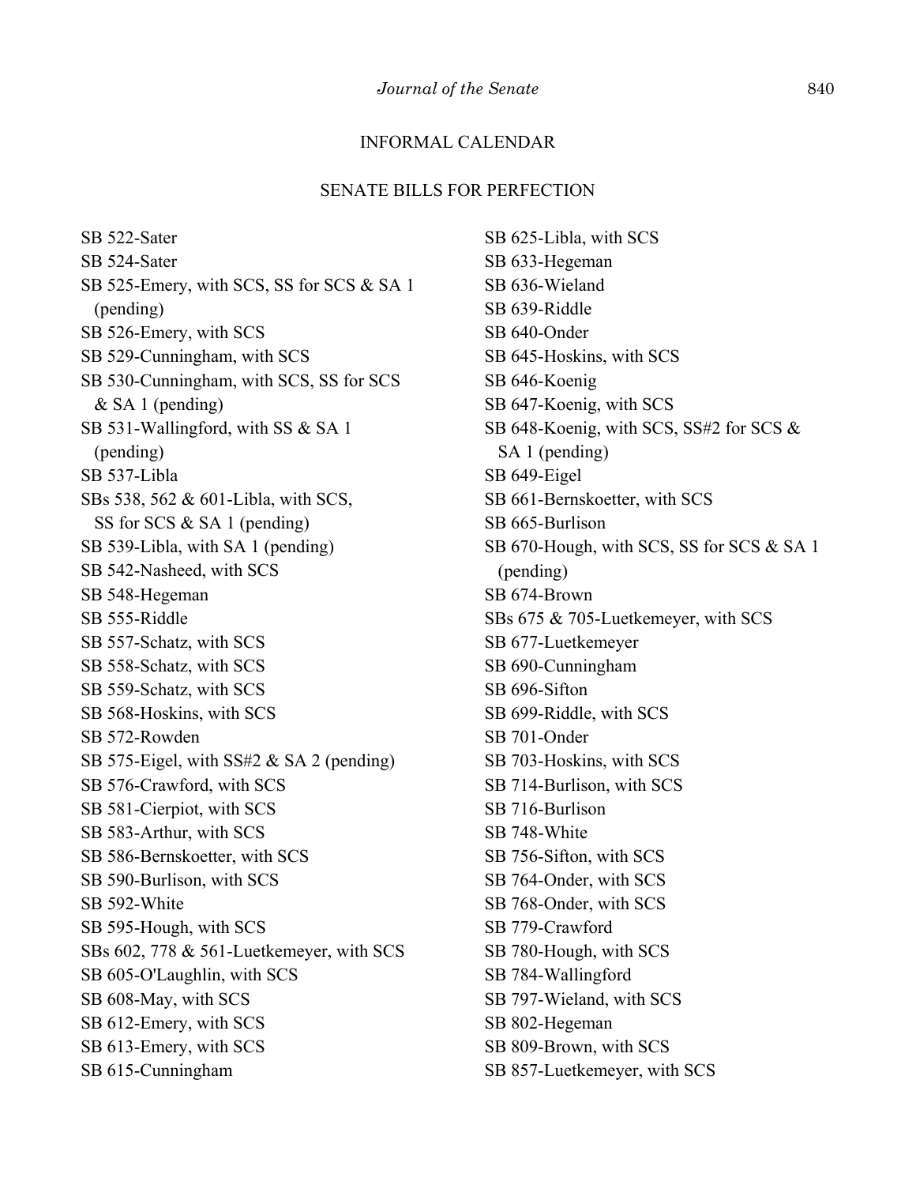## INFORMAL CALENDAR

### SENATE BILLS FOR PERFECTION

SB 522-Sater
SB 524-Sater
SB 525-Emery, with SCS, SS for SCS & SA 1 (pending)
SB 526-Emery, with SCS
SB 529-Cunningham, with SCS
SB 530-Cunningham, with SCS, SS for SCS & SA 1 (pending)
SB 531-Wallingford, with SS & SA 1 (pending)
SB 537-Libla
SBs 538, 562 & 601-Libla, with SCS, SS for SCS & SA 1 (pending)
SB 539-Libla, with SA 1 (pending)
SB 542-Nasheed, with SCS
SB 548-Hegeman
SB 555-Riddle
SB 557-Schatz, with SCS
SB 558-Schatz, with SCS
SB 559-Schatz, with SCS
SB 568-Hoskins, with SCS
SB 572-Rowden
SB 575-Eigel, with SS#2 & SA 2 (pending)
SB 576-Crawford, with SCS
SB 581-Cierpiot, with SCS
SB 583-Arthur, with SCS
SB 586-Bernskoetter, with SCS
SB 590-Burlison, with SCS
SB 592-White
SB 595-Hough, with SCS
SBs 602, 778 & 561-Luetkemeyer, with SCS
SB 605-O'Laughlin, with SCS
SB 608-May, with SCS
SB 612-Emery, with SCS
SB 613-Emery, with SCS
SB 615-Cunningham
SB 625-Libla, with SCS
SB 633-Hegeman
SB 636-Wieland
SB 639-Riddle
SB 640-Onder
SB 645-Hoskins, with SCS
SB 646-Koenig
SB 647-Koenig, with SCS
SB 648-Koenig, with SCS, SS#2 for SCS & SA 1 (pending)
SB 649-Eigel
SB 661-Bernskoetter, with SCS
SB 665-Burlison
SB 670-Hough, with SCS, SS for SCS & SA 1 (pending)
SB 674-Brown
SBs 675 & 705-Luetkemeyer, with SCS
SB 677-Luetkemeyer
SB 690-Cunningham
SB 696-Sifton
SB 699-Riddle, with SCS
SB 701-Onder
SB 703-Hoskins, with SCS
SB 714-Burlison, with SCS
SB 716-Burlison
SB 748-White
SB 756-Sifton, with SCS
SB 764-Onder, with SCS
SB 768-Onder, with SCS
SB 779-Crawford
SB 780-Hough, with SCS
SB 784-Wallingford
SB 797-Wieland, with SCS
SB 802-Hegeman
SB 809-Brown, with SCS
SB 857-Luetkemeyer, with SCS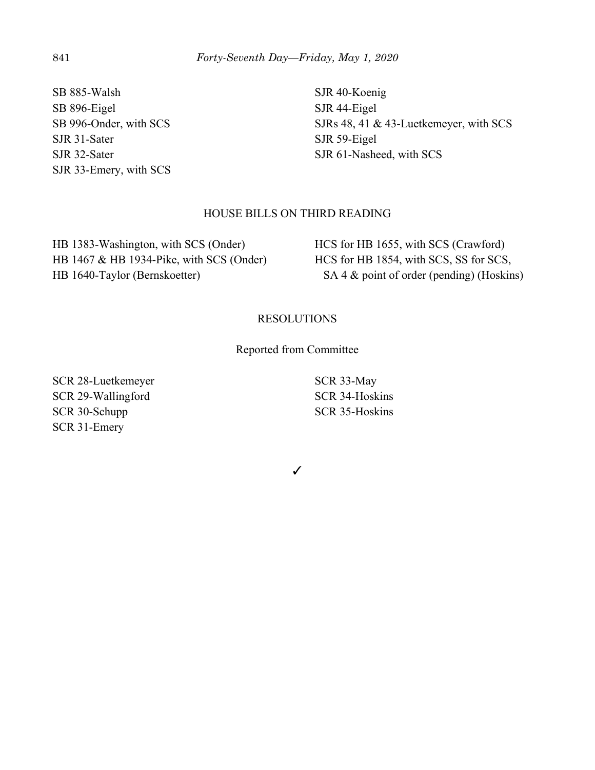SB 885-Walsh
SB 896-Eigel
SB 996-Onder, with SCS
SJR 31-Sater
SJR 32-Sater
SJR 33-Emery, with SCS
SJR 40-Koenig
SJR 44-Eigel
SJRs 48, 41 & 43-Luetkemeyer, with SCS
SJR 59-Eigel
SJR 61-Nasheed, with SCS

## HOUSE BILLS ON THIRD READING

HB 1383-Washington, with SCS (Onder)
HB 1467 & HB 1934-Pike, with SCS (Onder)
HB 1640-Taylor (Bernskoetter)
HCS for HB 1655, with SCS (Crawford)
HCS for HB 1854, with SCS, SS for SCS, SA 4 & point of order (pending) (Hoskins)

## RESOLUTIONS

### Reported from Committee

SCR 28-Luetkemeyer
SCR 29-Wallingford
SCR 30-Schupp
SCR 31-Emery
SCR 33-May
SCR 34-Hoskins
SCR 35-Hoskins

✓